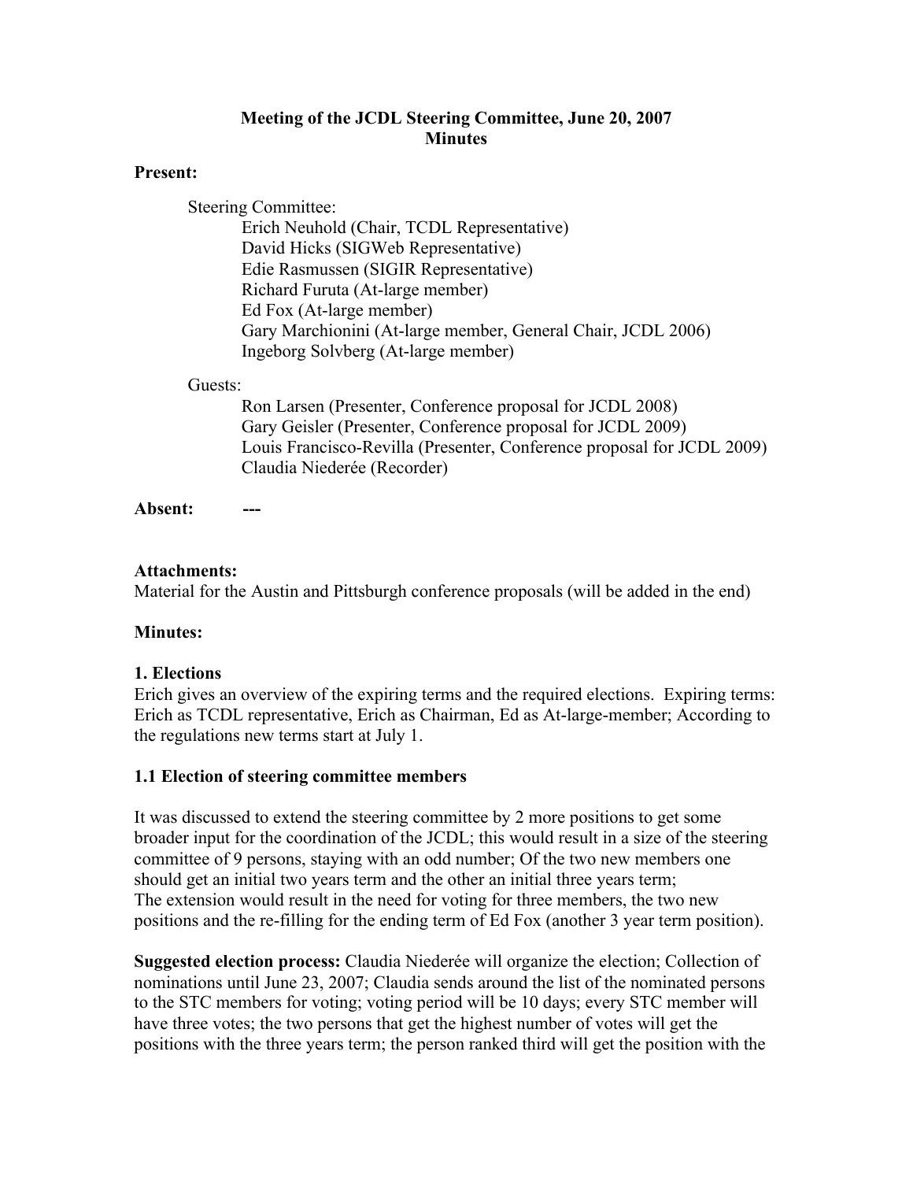**Meeting of the JCDL Steering Committee, June 20, 2007**
**Minutes**

**Present:**

Steering Committee:
- Erich Neuhold (Chair, TCDL Representative)
- David Hicks (SIGWeb Representative)
- Edie Rasmussen (SIGIR Representative)
- Richard Furuta (At-large member)
- Ed Fox (At-large member)
- Gary Marchionini (At-large member, General Chair, JCDL 2006)
- Ingeborg Solvberg (At-large member)

Guests:
- Ron Larsen (Presenter, Conference proposal for JCDL 2008)
- Gary Geisler (Presenter, Conference proposal for JCDL 2009)
- Louis Francisco-Revilla (Presenter, Conference proposal for JCDL 2009)
- Claudia Niederée (Recorder)

**Absent:** ---

**Attachments:**
Material for the Austin and Pittsburgh conference proposals (will be added in the end)

**Minutes:**

**1. Elections**

Erich gives an overview of the expiring terms and the required elections. Expiring terms: Erich as TCDL representative, Erich as Chairman, Ed as At-large-member; According to the regulations new terms start at July 1.

**1.1 Election of steering committee members**

It was discussed to extend the steering committee by 2 more positions to get some broader input for the coordination of the JCDL; this would result in a size of the steering committee of 9 persons, staying with an odd number; Of the two new members one should get an initial two years term and the other an initial three years term;
The extension would result in the need for voting for three members, the two new positions and the re-filling for the ending term of Ed Fox (another 3 year term position).

**Suggested election process:** Claudia Niederée will organize the election; Collection of nominations until June 23, 2007; Claudia sends around the list of the nominated persons to the STC members for voting; voting period will be 10 days; every STC member will have three votes; the two persons that get the highest number of votes will get the positions with the three years term; the person ranked third will get the position with the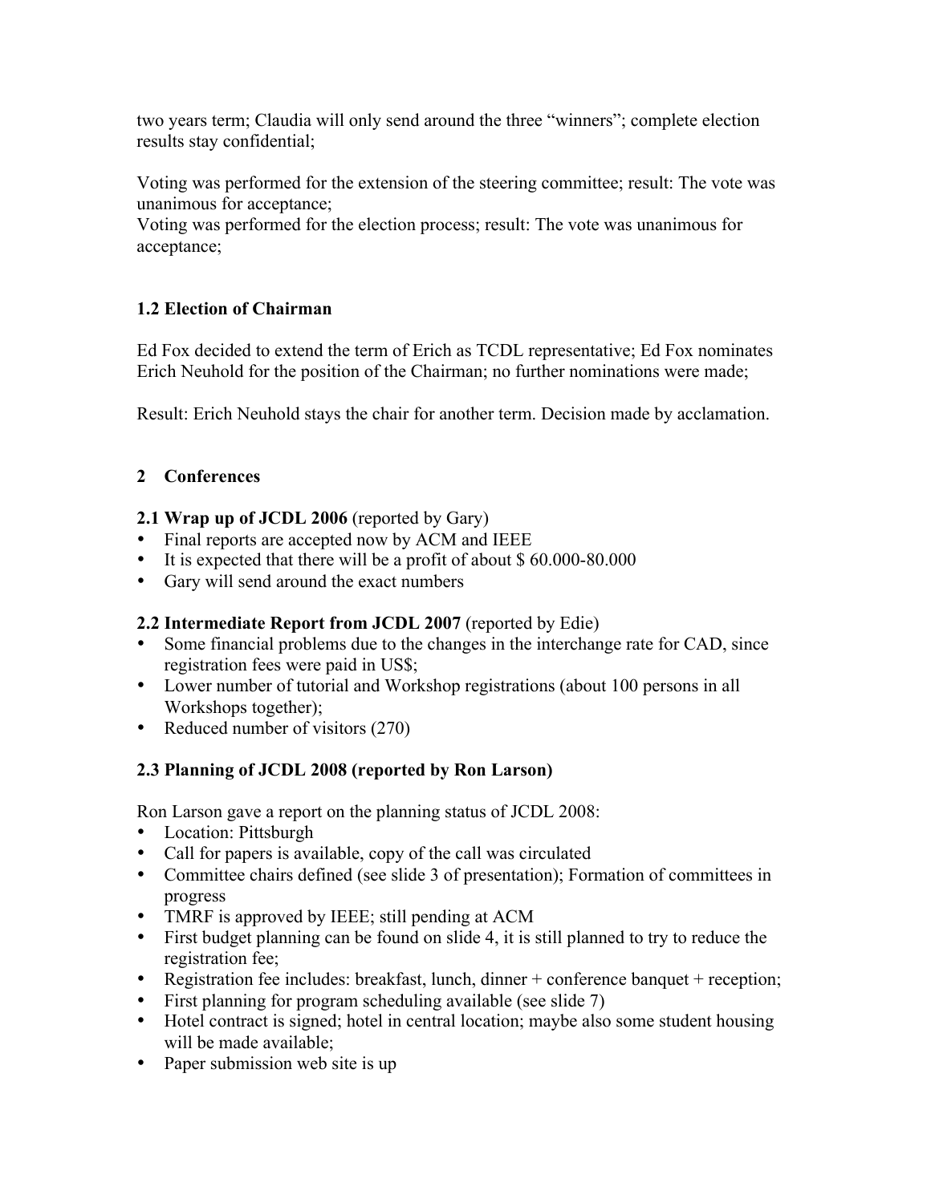two years term; Claudia will only send around the three "winners"; complete election results stay confidential;

Voting was performed for the extension of the steering committee; result: The vote was unanimous for acceptance;
Voting was performed for the election process; result: The vote was unanimous for acceptance;

### 1.2 Election of Chairman

Ed Fox decided to extend the term of Erich as TCDL representative; Ed Fox nominates Erich Neuhold for the position of the Chairman; no further nominations were made;

Result: Erich Neuhold stays the chair for another term. Decision made by acclamation.

## 2 Conferences

### 2.1 Wrap up of JCDL 2006 (reported by Gary)

- Final reports are accepted now by ACM and IEEE
- It is expected that there will be a profit of about $ 60.000-80.000
- Gary will send around the exact numbers

### 2.2 Intermediate Report from JCDL 2007 (reported by Edie)

- Some financial problems due to the changes in the interchange rate for CAD, since registration fees were paid in US$;
- Lower number of tutorial and Workshop registrations (about 100 persons in all Workshops together);
- Reduced number of visitors (270)

### 2.3 Planning of JCDL 2008 (reported by Ron Larson)

Ron Larson gave a report on the planning status of JCDL 2008:

- Location: Pittsburgh
- Call for papers is available, copy of the call was circulated
- Committee chairs defined (see slide 3 of presentation); Formation of committees in progress
- TMRF is approved by IEEE; still pending at ACM
- First budget planning can be found on slide 4, it is still planned to try to reduce the registration fee;
- Registration fee includes: breakfast, lunch, dinner + conference banquet + reception;
- First planning for program scheduling available (see slide 7)
- Hotel contract is signed; hotel in central location; maybe also some student housing will be made available;
- Paper submission web site is up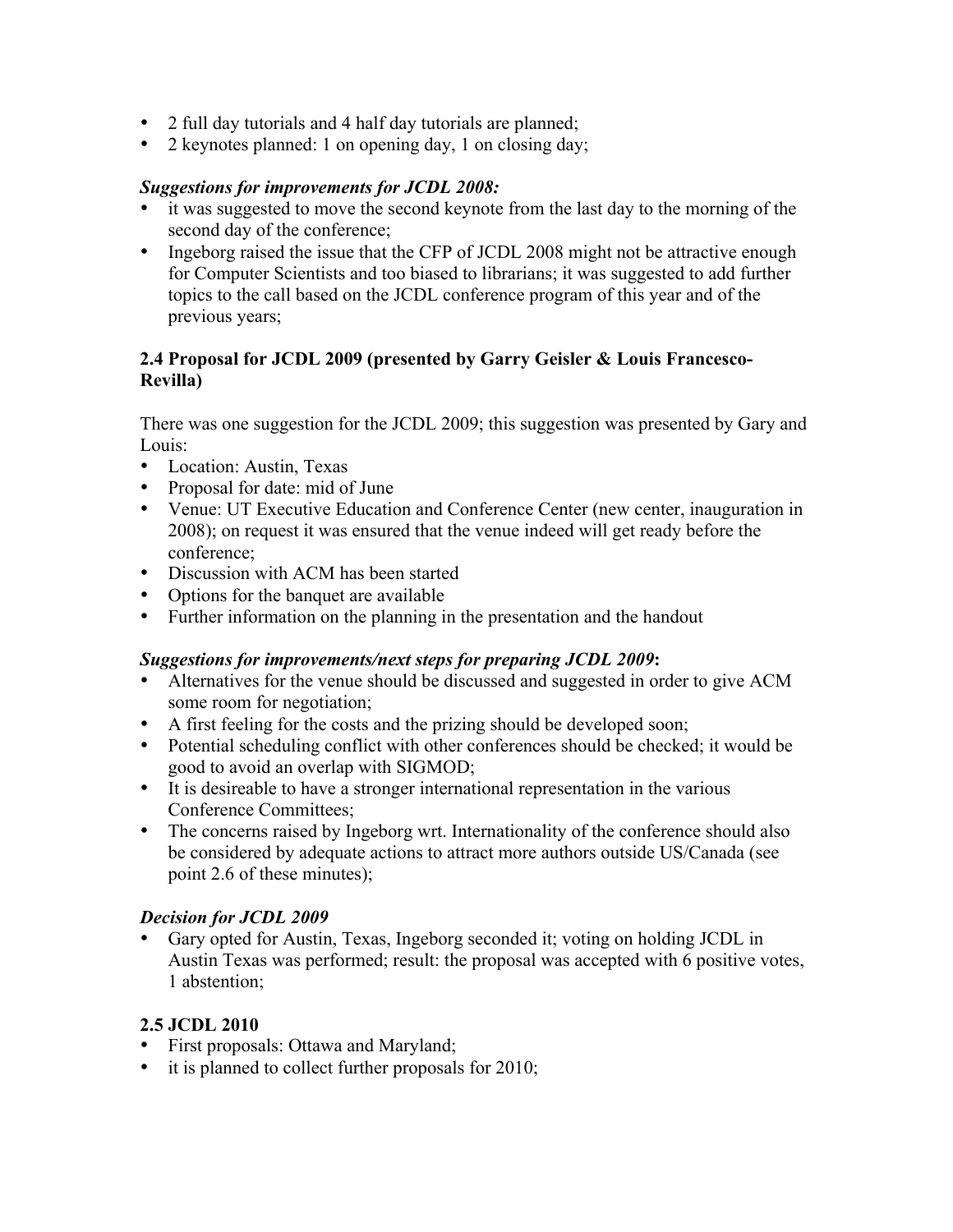- 2 full day tutorials and 4 half day tutorials are planned;
- 2 keynotes planned: 1 on opening day, 1 on closing day;

***Suggestions for improvements for JCDL 2008:***

- it was suggested to move the second keynote from the last day to the morning of the second day of the conference;
- Ingeborg raised the issue that the CFP of JCDL 2008 might not be attractive enough for Computer Scientists and too biased to librarians; it was suggested to add further topics to the call based on the JCDL conference program of this year and of the previous years;

### 2.4 Proposal for JCDL 2009 (presented by Garry Geisler & Louis Francesco-Revilla)

There was one suggestion for the JCDL 2009; this suggestion was presented by Gary and Louis:

- Location: Austin, Texas
- Proposal for date: mid of June
- Venue: UT Executive Education and Conference Center (new center, inauguration in 2008); on request it was ensured that the venue indeed will get ready before the conference;
- Discussion with ACM has been started
- Options for the banquet are available
- Further information on the planning in the presentation and the handout

***Suggestions for improvements/next steps for preparing JCDL 2009*:**

- Alternatives for the venue should be discussed and suggested in order to give ACM some room for negotiation;
- A first feeling for the costs and the prizing should be developed soon;
- Potential scheduling conflict with other conferences should be checked; it would be good to avoid an overlap with SIGMOD;
- It is desireable to have a stronger international representation in the various Conference Committees;
- The concerns raised by Ingeborg wrt. Internationality of the conference should also be considered by adequate actions to attract more authors outside US/Canada (see point 2.6 of these minutes);

***Decision for JCDL 2009***

- Gary opted for Austin, Texas, Ingeborg seconded it; voting on holding JCDL in Austin Texas was performed; result: the proposal was accepted with 6 positive votes, 1 abstention;

### 2.5 JCDL 2010

- First proposals: Ottawa and Maryland;
- it is planned to collect further proposals for 2010;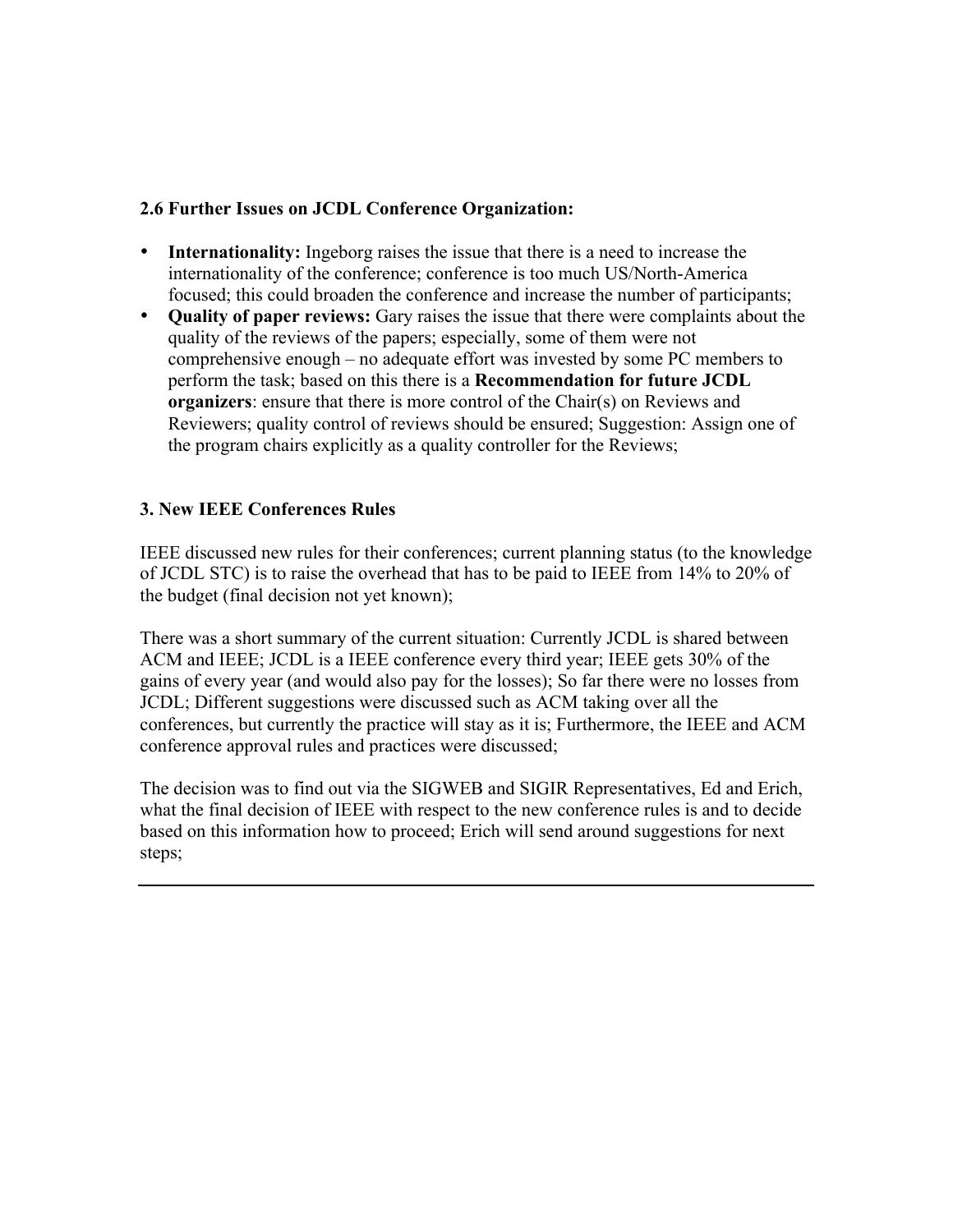### 2.6 Further Issues on JCDL Conference Organization:

- **Internationality:** Ingeborg raises the issue that there is a need to increase the internationality of the conference; conference is too much US/North-America focused; this could broaden the conference and increase the number of participants;
- **Quality of paper reviews:** Gary raises the issue that there were complaints about the quality of the reviews of the papers; especially, some of them were not comprehensive enough – no adequate effort was invested by some PC members to perform the task; based on this there is a **Recommendation for future JCDL organizers**: ensure that there is more control of the Chair(s) on Reviews and Reviewers; quality control of reviews should be ensured; Suggestion: Assign one of the program chairs explicitly as a quality controller for the Reviews;

## 3. New IEEE Conferences Rules

IEEE discussed new rules for their conferences; current planning status (to the knowledge of JCDL STC) is to raise the overhead that has to be paid to IEEE from 14% to 20% of the budget (final decision not yet known);

There was a short summary of the current situation: Currently JCDL is shared between ACM and IEEE; JCDL is a IEEE conference every third year; IEEE gets 30% of the gains of every year (and would also pay for the losses); So far there were no losses from JCDL; Different suggestions were discussed such as ACM taking over all the conferences, but currently the practice will stay as it is; Furthermore, the IEEE and ACM conference approval rules and practices were discussed;

The decision was to find out via the SIGWEB and SIGIR Representatives, Ed and Erich, what the final decision of IEEE with respect to the new conference rules is and to decide based on this information how to proceed; Erich will send around suggestions for next steps;

---